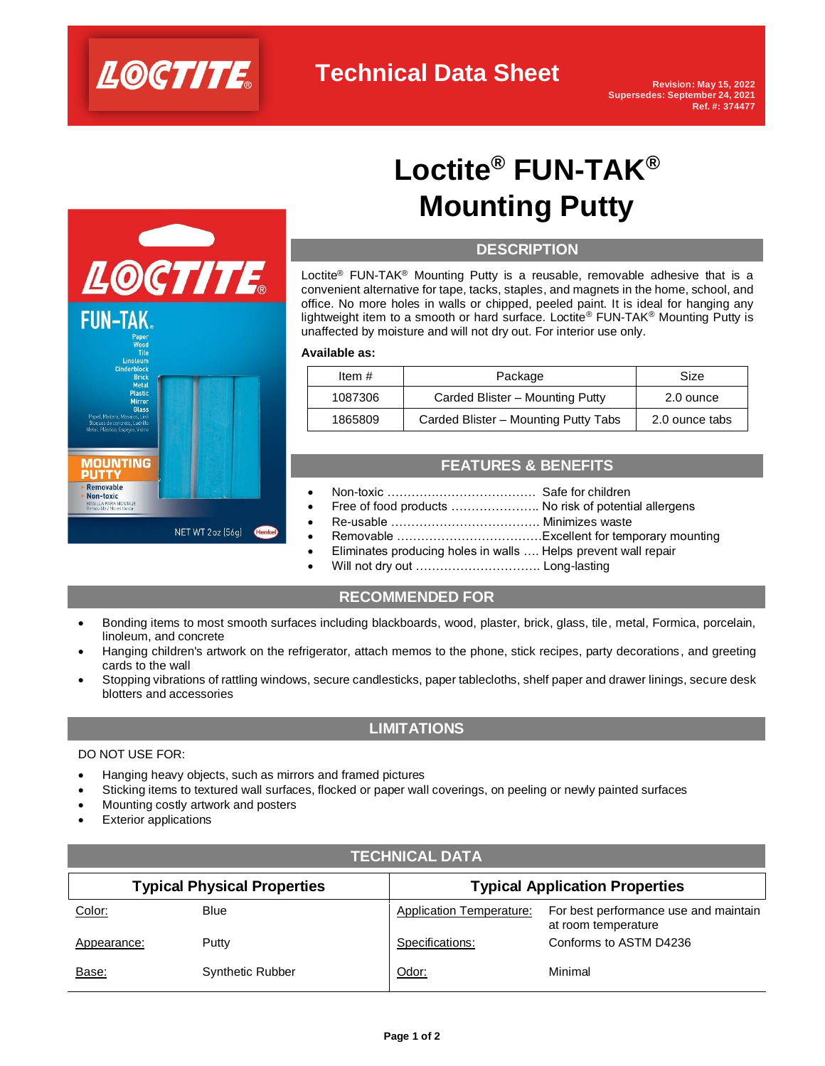Technical Data Sheet

Revision: May 15, 2022
Supersedes: September 24, 2021
Ref. #: 374477

# Loctite® FUN-TAK® Mounting Putty

## DESCRIPTION

Loctite® FUN-TAK® Mounting Putty is a reusable, removable adhesive that is a convenient alternative for tape, tacks, staples, and magnets in the home, school, and office. No more holes in walls or chipped, peeled paint. It is ideal for hanging any lightweight item to a smooth or hard surface. Loctite® FUN-TAK® Mounting Putty is unaffected by moisture and will not dry out. For interior use only.

**Available as:**

| Item # | Package | Size |
|---|---|---|
| 1087306 | Carded Blister – Mounting Putty | 2.0 ounce |
| 1865809 | Carded Blister – Mounting Putty Tabs | 2.0 ounce tabs |

## FEATURES & BENEFITS

- Non-toxic ..................................... Safe for children
- Free of food products ...................... No risk of potential allergens
- Re-usable ..................................... Minimizes waste
- Removable ...................................Excellent for temporary mounting
- Eliminates producing holes in walls .... Helps prevent wall repair
- Will not dry out ............................... Long-lasting

## RECOMMENDED FOR

- Bonding items to most smooth surfaces including blackboards, wood, plaster, brick, glass, tile, metal, Formica, porcelain, linoleum, and concrete
- Hanging children's artwork on the refrigerator, attach memos to the phone, stick recipes, party decorations, and greeting cards to the wall
- Stopping vibrations of rattling windows, secure candlesticks, paper tablecloths, shelf paper and drawer linings, secure desk blotters and accessories

## LIMITATIONS

DO NOT USE FOR:

- Hanging heavy objects, such as mirrors and framed pictures
- Sticking items to textured wall surfaces, flocked or paper wall coverings, on peeling or newly painted surfaces
- Mounting costly artwork and posters
- Exterior applications

## TECHNICAL DATA

| Typical Physical Properties | | Typical Application Properties | |
|---|---|---|---|
| Color: | Blue | Application Temperature: | For best performance use and maintain at room temperature |
| Appearance: | Putty | Specifications: | Conforms to ASTM D4236 |
| Base: | Synthetic Rubber | Odor: | Minimal |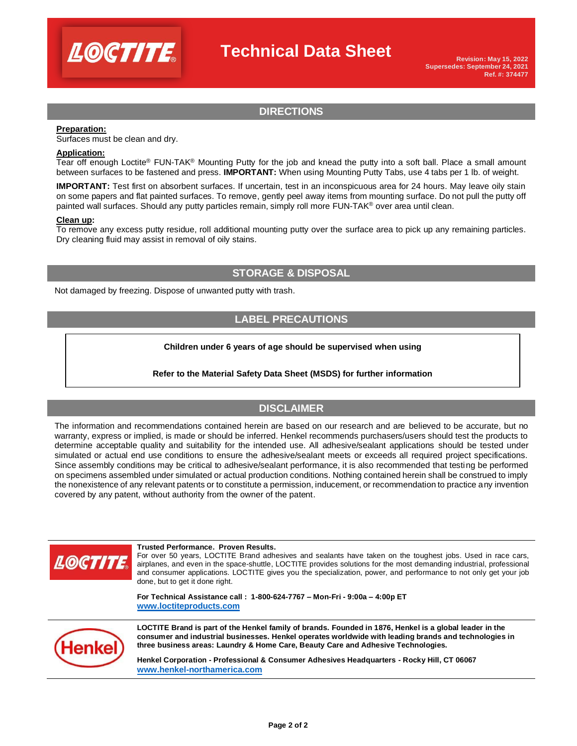## DIRECTIONS

**Preparation:**
Surfaces must be clean and dry.

**Application:**
Tear off enough Loctite® FUN-TAK® Mounting Putty for the job and knead the putty into a soft ball. Place a small amount between surfaces to be fastened and press. **IMPORTANT:** When using Mounting Putty Tabs, use 4 tabs per 1 lb. of weight.

**IMPORTANT:** Test first on absorbent surfaces. If uncertain, test in an inconspicuous area for 24 hours. May leave oily stain on some papers and flat painted surfaces. To remove, gently peel away items from mounting surface. Do not pull the putty off painted wall surfaces. Should any putty particles remain, simply roll more FUN-TAK® over area until clean.

**Clean up:**
To remove any excess putty residue, roll additional mounting putty over the surface area to pick up any remaining particles. Dry cleaning fluid may assist in removal of oily stains.

## STORAGE & DISPOSAL

Not damaged by freezing. Dispose of unwanted putty with trash.

## LABEL PRECAUTIONS

**Children under 6 years of age should be supervised when using**

**Refer to the Material Safety Data Sheet (MSDS) for further information**

## DISCLAIMER

The information and recommendations contained herein are based on our research and are believed to be accurate, but no warranty, express or implied, is made or should be inferred. Henkel recommends purchasers/users should test the products to determine acceptable quality and suitability for the intended use. All adhesive/sealant applications should be tested under simulated or actual end use conditions to ensure the adhesive/sealant meets or exceeds all required project specifications. Since assembly conditions may be critical to adhesive/sealant performance, it is also recommended that testing be performed on specimens assembled under simulated or actual production conditions. Nothing contained herein shall be construed to imply the nonexistence of any relevant patents or to constitute a permission, inducement, or recommendation to practice any invention covered by any patent, without authority from the owner of the patent.

---

**Trusted Performance. Proven Results.**
For over 50 years, LOCTITE Brand adhesives and sealants have taken on the toughest jobs. Used in race cars, airplanes, and even in the space-shuttle, LOCTITE provides solutions for the most demanding industrial, professional and consumer applications. LOCTITE gives you the specialization, power, and performance to not only get your job done, but to get it done right.

**For Technical Assistance call : 1-800-624-7767 – Mon-Fri - 9:00a – 4:00p ET**
**www.loctiteproducts.com**

---

**LOCTITE Brand is part of the Henkel family of brands. Founded in 1876, Henkel is a global leader in the consumer and industrial businesses. Henkel operates worldwide with leading brands and technologies in three business areas: Laundry & Home Care, Beauty Care and Adhesive Technologies.**

**Henkel Corporation - Professional & Consumer Adhesives Headquarters - Rocky Hill, CT 06067**
**www.henkel-northamerica.com**